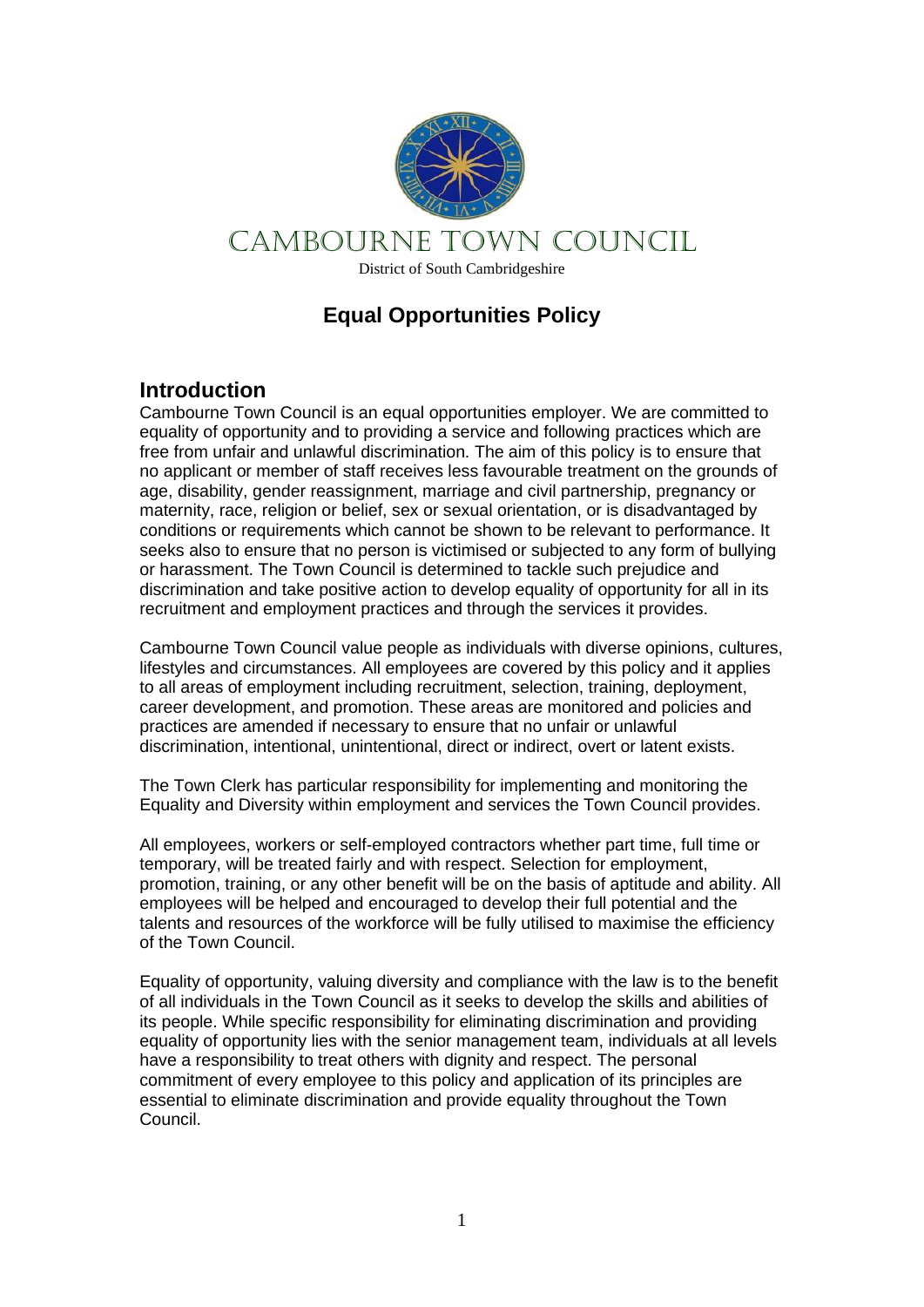# CAMBOURNE TOWN COUNCIL

District of South Cambridgeshire

## Equal Opportunities Policy

## Introduction

Cambourne Town Council is an equal opportunities employer. We are committed to equality of opportunity and to providing a service and following practices which are free from unfair and unlawful discrimination. The aim of this policy is to ensure that no applicant or member of staff receives less favourable treatment on the grounds of age, disability, gender reassignment, marriage and civil partnership, pregnancy or maternity, race, religion or belief, sex or sexual orientation, or is disadvantaged by conditions or requirements which cannot be shown to be relevant to performance. It seeks also to ensure that no person is victimised or subjected to any form of bullying or harassment. The Town Council is determined to tackle such prejudice and discrimination and take positive action to develop equality of opportunity for all in its recruitment and employment practices and through the services it provides.

Cambourne Town Council value people as individuals with diverse opinions, cultures, lifestyles and circumstances. All employees are covered by this policy and it applies to all areas of employment including recruitment, selection, training, deployment, career development, and promotion. These areas are monitored and policies and practices are amended if necessary to ensure that no unfair or unlawful discrimination, intentional, unintentional, direct or indirect, overt or latent exists.

The Town Clerk has particular responsibility for implementing and monitoring the Equality and Diversity within employment and services the Town Council provides.

All employees, workers or self-employed contractors whether part time, full time or temporary, will be treated fairly and with respect. Selection for employment, promotion, training, or any other benefit will be on the basis of aptitude and ability. All employees will be helped and encouraged to develop their full potential and the talents and resources of the workforce will be fully utilised to maximise the efficiency of the Town Council.

Equality of opportunity, valuing diversity and compliance with the law is to the benefit of all individuals in the Town Council as it seeks to develop the skills and abilities of its people. While specific responsibility for eliminating discrimination and providing equality of opportunity lies with the senior management team, individuals at all levels have a responsibility to treat others with dignity and respect. The personal commitment of every employee to this policy and application of its principles are essential to eliminate discrimination and provide equality throughout the Town Council.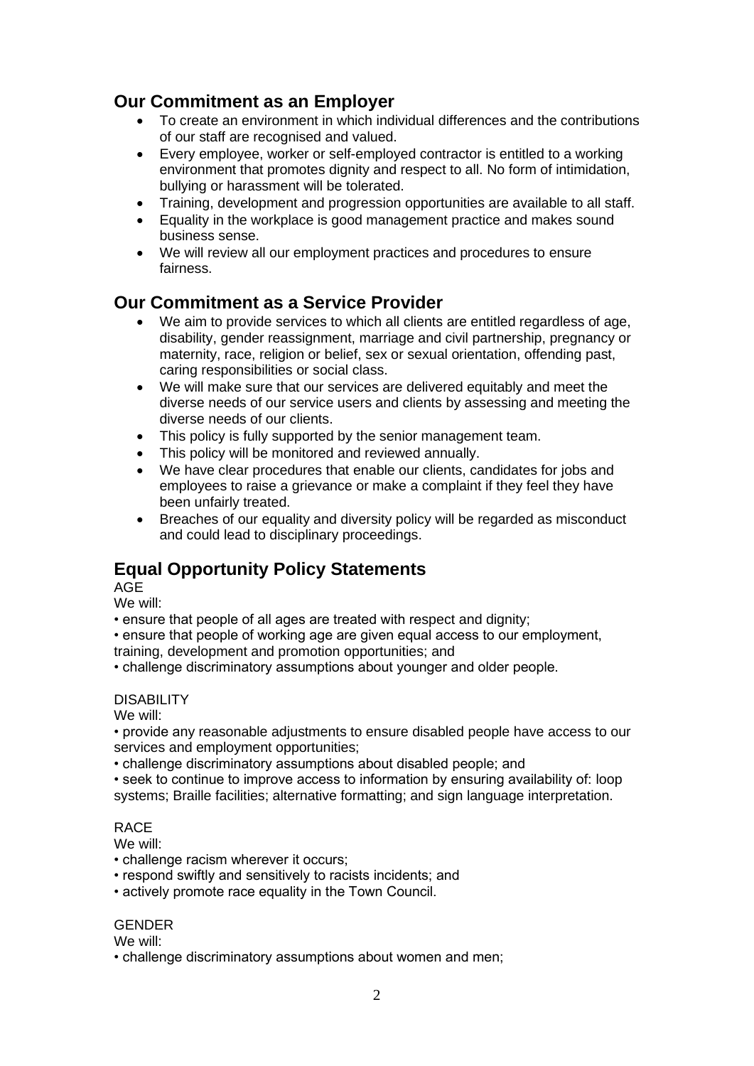## Our Commitment as an Employer

- To create an environment in which individual differences and the contributions of our staff are recognised and valued.
- Every employee, worker or self-employed contractor is entitled to a working environment that promotes dignity and respect to all. No form of intimidation, bullying or harassment will be tolerated.
- Training, development and progression opportunities are available to all staff.
- Equality in the workplace is good management practice and makes sound business sense.
- We will review all our employment practices and procedures to ensure fairness.

## Our Commitment as a Service Provider

- We aim to provide services to which all clients are entitled regardless of age, disability, gender reassignment, marriage and civil partnership, pregnancy or maternity, race, religion or belief, sex or sexual orientation, offending past, caring responsibilities or social class.
- We will make sure that our services are delivered equitably and meet the diverse needs of our service users and clients by assessing and meeting the diverse needs of our clients.
- This policy is fully supported by the senior management team.
- This policy will be monitored and reviewed annually.
- We have clear procedures that enable our clients, candidates for jobs and employees to raise a grievance or make a complaint if they feel they have been unfairly treated.
- Breaches of our equality and diversity policy will be regarded as misconduct and could lead to disciplinary proceedings.

## Equal Opportunity Policy Statements

AGE

We will:

• ensure that people of all ages are treated with respect and dignity;

• ensure that people of working age are given equal access to our employment, training, development and promotion opportunities; and

• challenge discriminatory assumptions about younger and older people.

DISABILITY

We will:

• provide any reasonable adjustments to ensure disabled people have access to our services and employment opportunities;

• challenge discriminatory assumptions about disabled people; and

• seek to continue to improve access to information by ensuring availability of: loop systems; Braille facilities; alternative formatting; and sign language interpretation.

RACE

We will:

• challenge racism wherever it occurs;

• respond swiftly and sensitively to racists incidents; and

• actively promote race equality in the Town Council.

GENDER

We will:

• challenge discriminatory assumptions about women and men;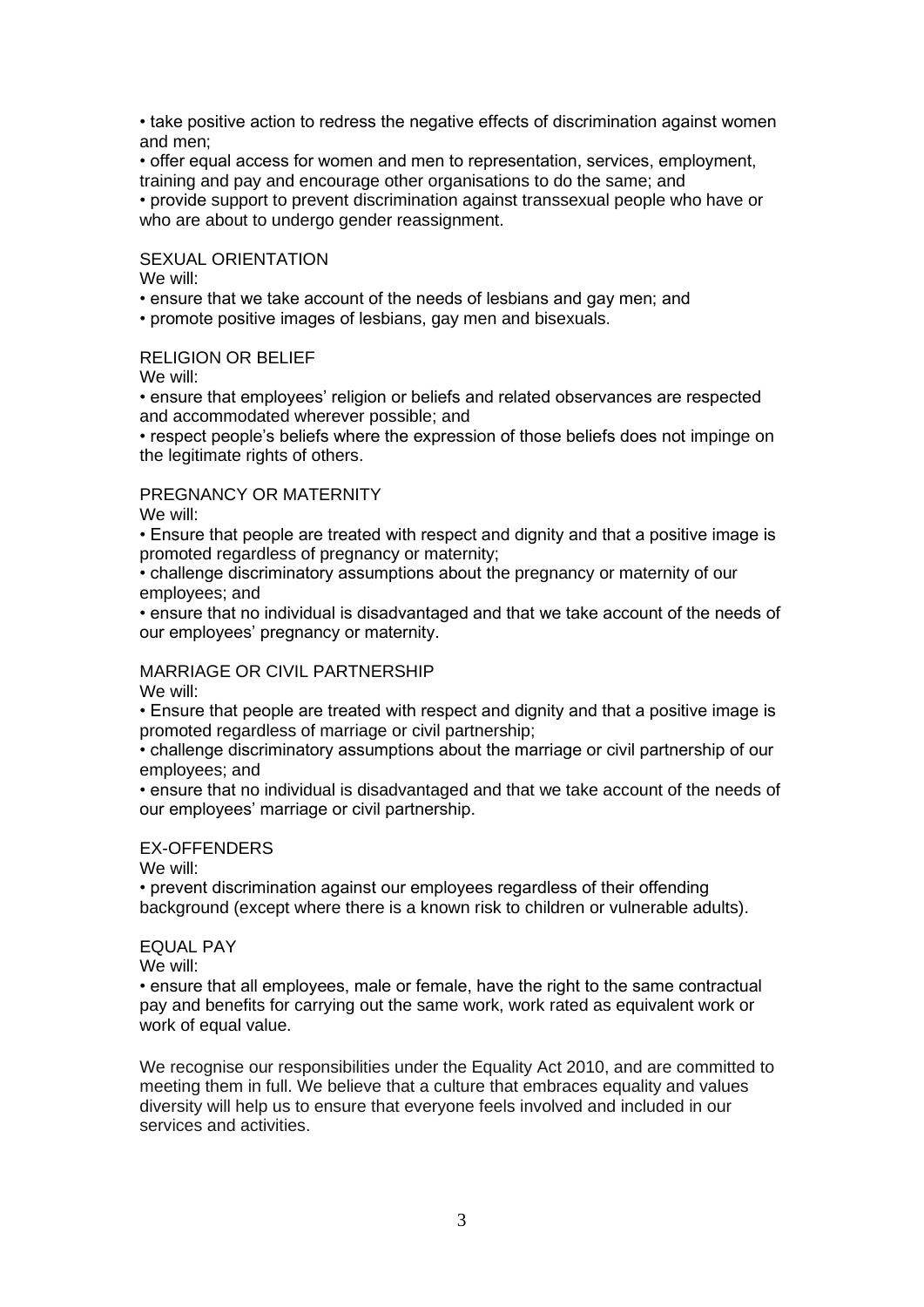- take positive action to redress the negative effects of discrimination against women and men;
- offer equal access for women and men to representation, services, employment, training and pay and encourage other organisations to do the same; and
- provide support to prevent discrimination against transsexual people who have or who are about to undergo gender reassignment.

SEXUAL ORIENTATION

We will:

- ensure that we take account of the needs of lesbians and gay men; and
- promote positive images of lesbians, gay men and bisexuals.

RELIGION OR BELIEF

We will:

- ensure that employees' religion or beliefs and related observances are respected and accommodated wherever possible; and
- respect people's beliefs where the expression of those beliefs does not impinge on the legitimate rights of others.

PREGNANCY OR MATERNITY

We will:

- Ensure that people are treated with respect and dignity and that a positive image is promoted regardless of pregnancy or maternity;
- challenge discriminatory assumptions about the pregnancy or maternity of our employees; and
- ensure that no individual is disadvantaged and that we take account of the needs of our employees' pregnancy or maternity.

MARRIAGE OR CIVIL PARTNERSHIP

We will:

- Ensure that people are treated with respect and dignity and that a positive image is promoted regardless of marriage or civil partnership;
- challenge discriminatory assumptions about the marriage or civil partnership of our employees; and
- ensure that no individual is disadvantaged and that we take account of the needs of our employees' marriage or civil partnership.

EX-OFFENDERS

We will:

- prevent discrimination against our employees regardless of their offending background (except where there is a known risk to children or vulnerable adults).

EQUAL PAY

We will:

- ensure that all employees, male or female, have the right to the same contractual pay and benefits for carrying out the same work, work rated as equivalent work or work of equal value.

We recognise our responsibilities under the Equality Act 2010, and are committed to meeting them in full. We believe that a culture that embraces equality and values diversity will help us to ensure that everyone feels involved and included in our services and activities.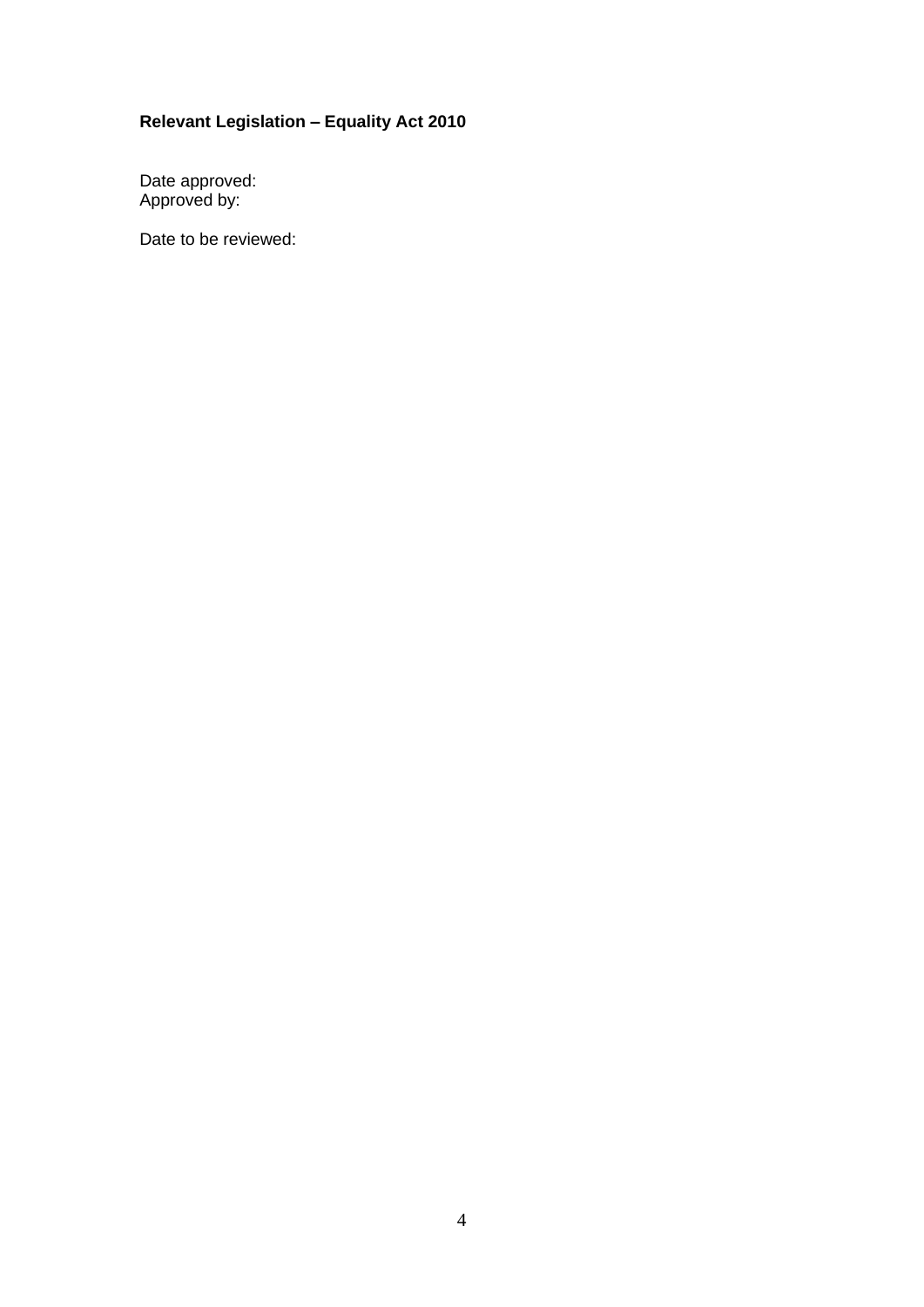**Relevant Legislation – Equality Act 2010**

Date approved:
Approved by:

Date to be reviewed: